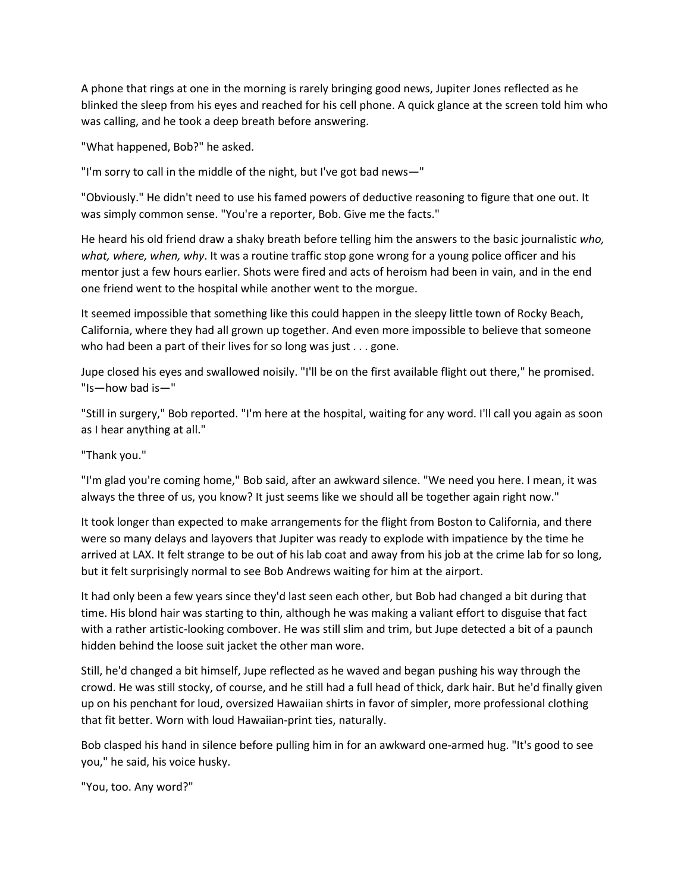A phone that rings at one in the morning is rarely bringing good news, Jupiter Jones reflected as he blinked the sleep from his eyes and reached for his cell phone. A quick glance at the screen told him who was calling, and he took a deep breath before answering.

"What happened, Bob?" he asked.

"I'm sorry to call in the middle of the night, but I've got bad news—"

"Obviously." He didn't need to use his famed powers of deductive reasoning to figure that one out. It was simply common sense. "You're a reporter, Bob. Give me the facts."

He heard his old friend draw a shaky breath before telling him the answers to the basic journalistic *who, what, where, when, why*. It was a routine traffic stop gone wrong for a young police officer and his mentor just a few hours earlier. Shots were fired and acts of heroism had been in vain, and in the end one friend went to the hospital while another went to the morgue.

It seemed impossible that something like this could happen in the sleepy little town of Rocky Beach, California, where they had all grown up together. And even more impossible to believe that someone who had been a part of their lives for so long was just . . . gone.

Jupe closed his eyes and swallowed noisily. "I'll be on the first available flight out there," he promised. "Is—how bad is—"

"Still in surgery," Bob reported. "I'm here at the hospital, waiting for any word. I'll call you again as soon as I hear anything at all."

"Thank you."

"I'm glad you're coming home," Bob said, after an awkward silence. "We need you here. I mean, it was always the three of us, you know? It just seems like we should all be together again right now."

It took longer than expected to make arrangements for the flight from Boston to California, and there were so many delays and layovers that Jupiter was ready to explode with impatience by the time he arrived at LAX. It felt strange to be out of his lab coat and away from his job at the crime lab for so long, but it felt surprisingly normal to see Bob Andrews waiting for him at the airport.

It had only been a few years since they'd last seen each other, but Bob had changed a bit during that time. His blond hair was starting to thin, although he was making a valiant effort to disguise that fact with a rather artistic-looking combover. He was still slim and trim, but Jupe detected a bit of a paunch hidden behind the loose suit jacket the other man wore.

Still, he'd changed a bit himself, Jupe reflected as he waved and began pushing his way through the crowd. He was still stocky, of course, and he still had a full head of thick, dark hair. But he'd finally given up on his penchant for loud, oversized Hawaiian shirts in favor of simpler, more professional clothing that fit better. Worn with loud Hawaiian-print ties, naturally.

Bob clasped his hand in silence before pulling him in for an awkward one-armed hug. "It's good to see you," he said, his voice husky.

"You, too. Any word?"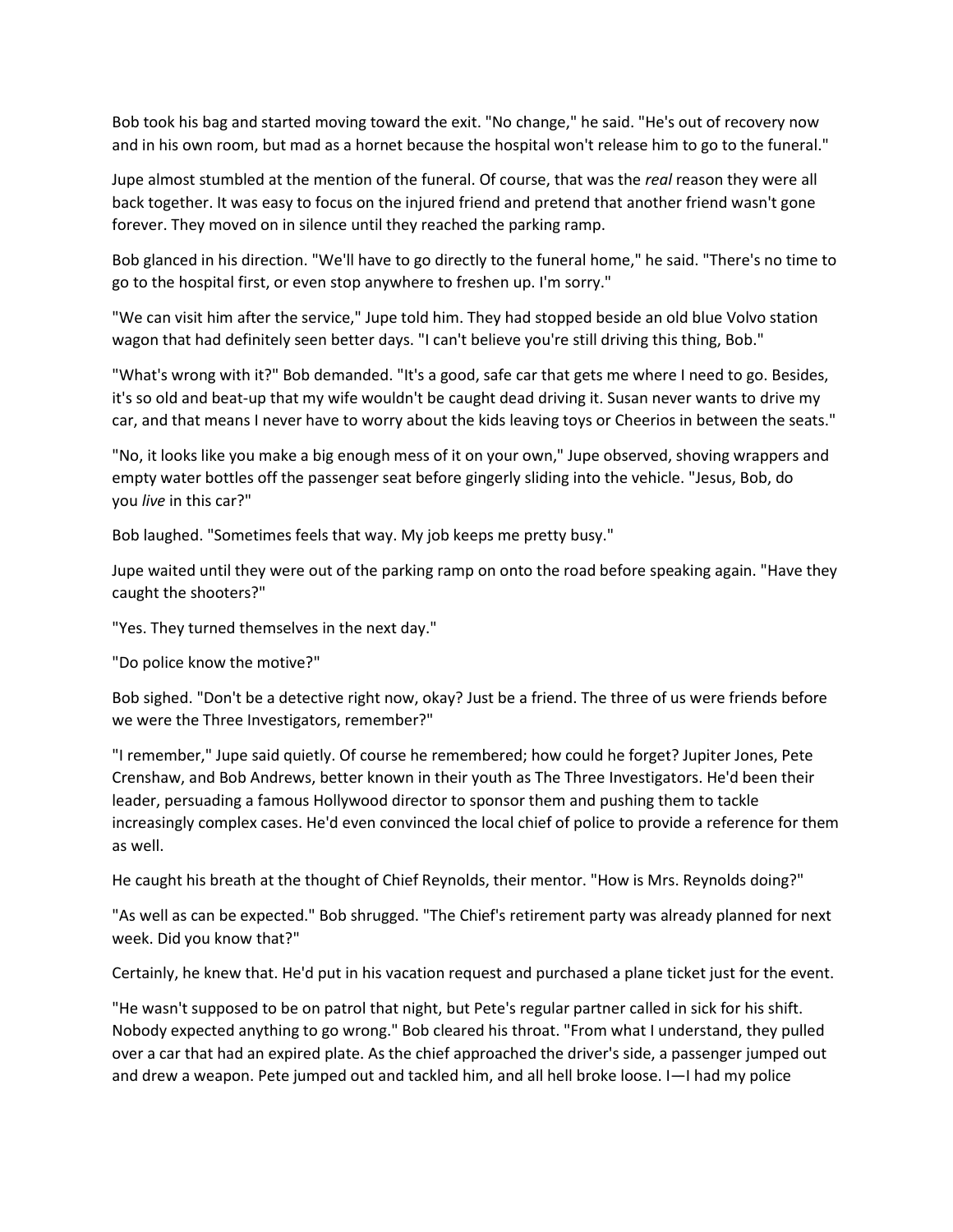Bob took his bag and started moving toward the exit. "No change," he said. "He's out of recovery now and in his own room, but mad as a hornet because the hospital won't release him to go to the funeral."

Jupe almost stumbled at the mention of the funeral. Of course, that was the *real* reason they were all back together. It was easy to focus on the injured friend and pretend that another friend wasn't gone forever. They moved on in silence until they reached the parking ramp.

Bob glanced in his direction. "We'll have to go directly to the funeral home," he said. "There's no time to go to the hospital first, or even stop anywhere to freshen up. I'm sorry."

"We can visit him after the service," Jupe told him. They had stopped beside an old blue Volvo station wagon that had definitely seen better days. "I can't believe you're still driving this thing, Bob."

"What's wrong with it?" Bob demanded. "It's a good, safe car that gets me where I need to go. Besides, it's so old and beat-up that my wife wouldn't be caught dead driving it. Susan never wants to drive my car, and that means I never have to worry about the kids leaving toys or Cheerios in between the seats."

"No, it looks like you make a big enough mess of it on your own," Jupe observed, shoving wrappers and empty water bottles off the passenger seat before gingerly sliding into the vehicle. "Jesus, Bob, do you *live* in this car?"

Bob laughed. "Sometimes feels that way. My job keeps me pretty busy."

Jupe waited until they were out of the parking ramp on onto the road before speaking again. "Have they caught the shooters?"

"Yes. They turned themselves in the next day."

"Do police know the motive?"

Bob sighed. "Don't be a detective right now, okay? Just be a friend. The three of us were friends before we were the Three Investigators, remember?"

"I remember," Jupe said quietly. Of course he remembered; how could he forget? Jupiter Jones, Pete Crenshaw, and Bob Andrews, better known in their youth as The Three Investigators. He'd been their leader, persuading a famous Hollywood director to sponsor them and pushing them to tackle increasingly complex cases. He'd even convinced the local chief of police to provide a reference for them as well.

He caught his breath at the thought of Chief Reynolds, their mentor. "How is Mrs. Reynolds doing?"

"As well as can be expected." Bob shrugged. "The Chief's retirement party was already planned for next week. Did you know that?"

Certainly, he knew that. He'd put in his vacation request and purchased a plane ticket just for the event.

"He wasn't supposed to be on patrol that night, but Pete's regular partner called in sick for his shift. Nobody expected anything to go wrong." Bob cleared his throat. "From what I understand, they pulled over a car that had an expired plate. As the chief approached the driver's side, a passenger jumped out and drew a weapon. Pete jumped out and tackled him, and all hell broke loose. I—I had my police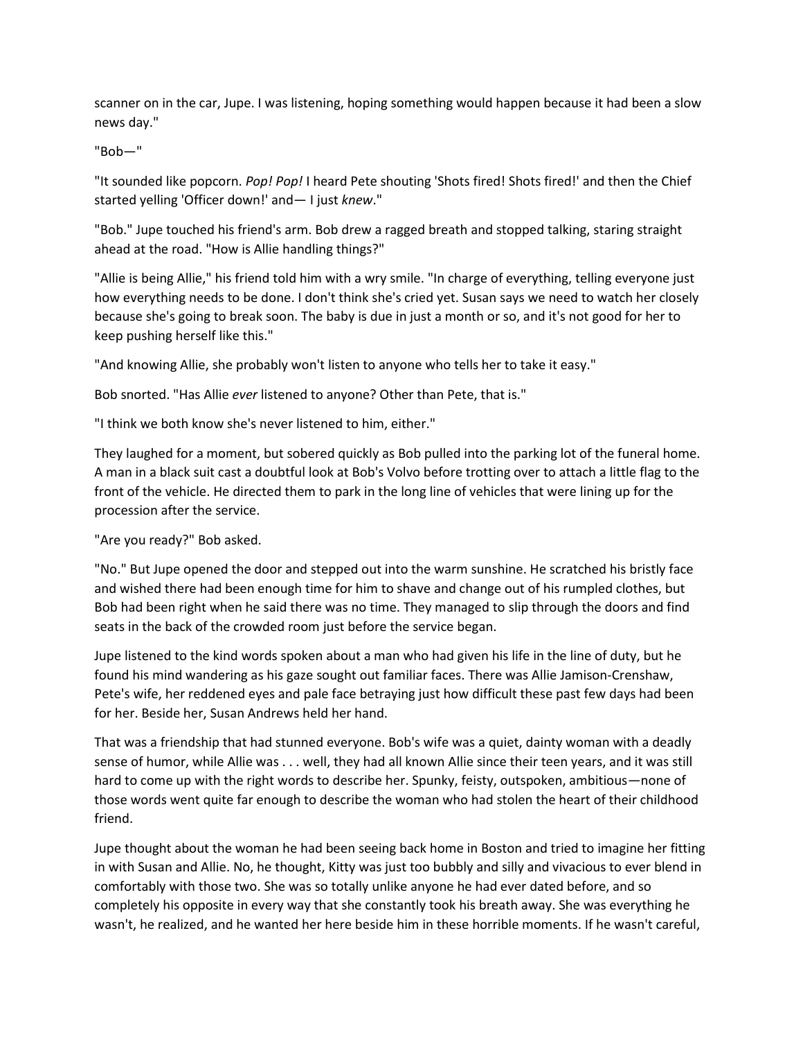scanner on in the car, Jupe. I was listening, hoping something would happen because it had been a slow news day."

"Bob—"

"It sounded like popcorn. *Pop! Pop!* I heard Pete shouting 'Shots fired! Shots fired!' and then the Chief started yelling 'Officer down!' and— I just *knew*."

"Bob." Jupe touched his friend's arm. Bob drew a ragged breath and stopped talking, staring straight ahead at the road. "How is Allie handling things?"

"Allie is being Allie," his friend told him with a wry smile. "In charge of everything, telling everyone just how everything needs to be done. I don't think she's cried yet. Susan says we need to watch her closely because she's going to break soon. The baby is due in just a month or so, and it's not good for her to keep pushing herself like this."

"And knowing Allie, she probably won't listen to anyone who tells her to take it easy."

Bob snorted. "Has Allie *ever* listened to anyone? Other than Pete, that is."

"I think we both know she's never listened to him, either."

They laughed for a moment, but sobered quickly as Bob pulled into the parking lot of the funeral home. A man in a black suit cast a doubtful look at Bob's Volvo before trotting over to attach a little flag to the front of the vehicle. He directed them to park in the long line of vehicles that were lining up for the procession after the service.

"Are you ready?" Bob asked.

"No." But Jupe opened the door and stepped out into the warm sunshine. He scratched his bristly face and wished there had been enough time for him to shave and change out of his rumpled clothes, but Bob had been right when he said there was no time. They managed to slip through the doors and find seats in the back of the crowded room just before the service began.

Jupe listened to the kind words spoken about a man who had given his life in the line of duty, but he found his mind wandering as his gaze sought out familiar faces. There was Allie Jamison-Crenshaw, Pete's wife, her reddened eyes and pale face betraying just how difficult these past few days had been for her. Beside her, Susan Andrews held her hand.

That was a friendship that had stunned everyone. Bob's wife was a quiet, dainty woman with a deadly sense of humor, while Allie was . . . well, they had all known Allie since their teen years, and it was still hard to come up with the right words to describe her. Spunky, feisty, outspoken, ambitious—none of those words went quite far enough to describe the woman who had stolen the heart of their childhood friend.

Jupe thought about the woman he had been seeing back home in Boston and tried to imagine her fitting in with Susan and Allie. No, he thought, Kitty was just too bubbly and silly and vivacious to ever blend in comfortably with those two. She was so totally unlike anyone he had ever dated before, and so completely his opposite in every way that she constantly took his breath away. She was everything he wasn't, he realized, and he wanted her here beside him in these horrible moments. If he wasn't careful,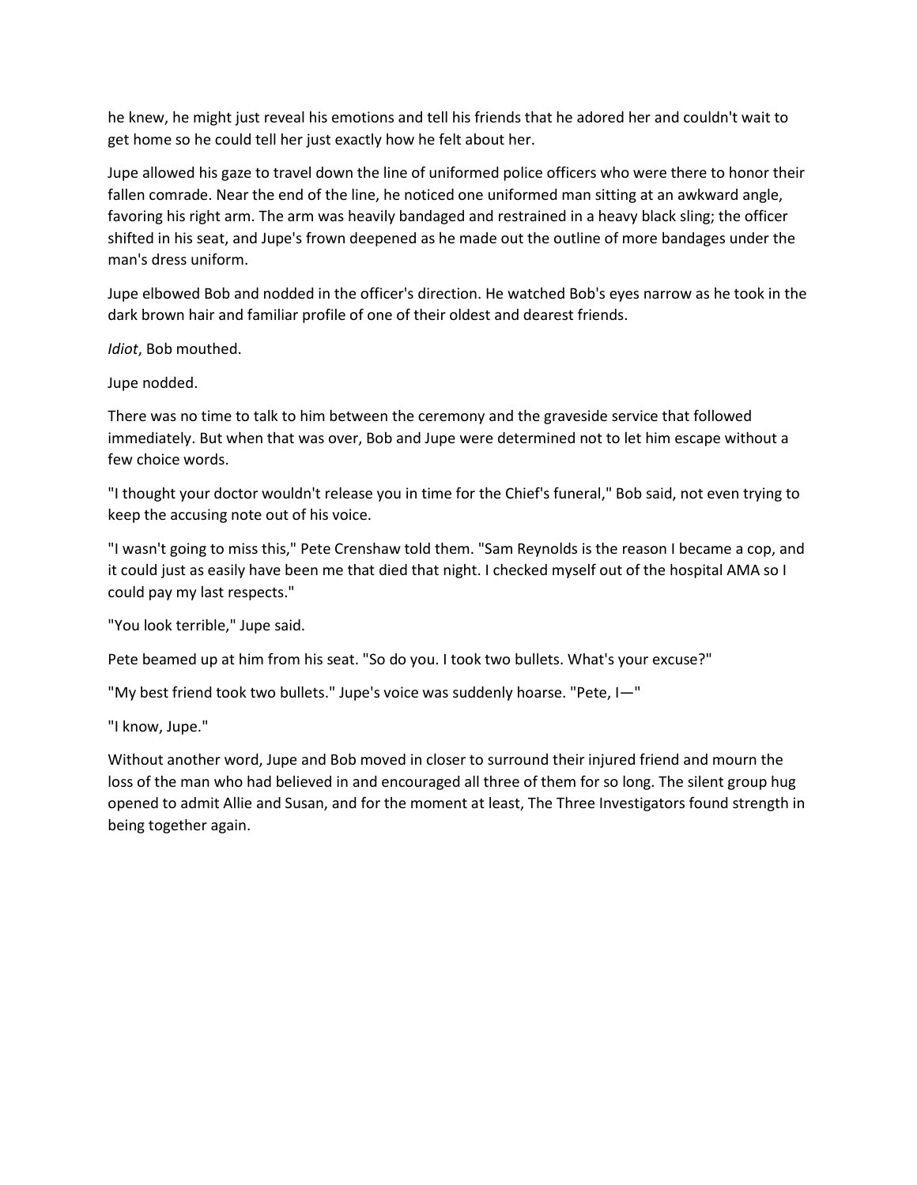he knew, he might just reveal his emotions and tell his friends that he adored her and couldn't wait to get home so he could tell her just exactly how he felt about her.

Jupe allowed his gaze to travel down the line of uniformed police officers who were there to honor their fallen comrade. Near the end of the line, he noticed one uniformed man sitting at an awkward angle, favoring his right arm. The arm was heavily bandaged and restrained in a heavy black sling; the officer shifted in his seat, and Jupe's frown deepened as he made out the outline of more bandages under the man's dress uniform.

Jupe elbowed Bob and nodded in the officer's direction. He watched Bob's eyes narrow as he took in the dark brown hair and familiar profile of one of their oldest and dearest friends.

*Idiot*, Bob mouthed.

Jupe nodded.

There was no time to talk to him between the ceremony and the graveside service that followed immediately. But when that was over, Bob and Jupe were determined not to let him escape without a few choice words.

"I thought your doctor wouldn't release you in time for the Chief's funeral," Bob said, not even trying to keep the accusing note out of his voice.

"I wasn't going to miss this," Pete Crenshaw told them. "Sam Reynolds is the reason I became a cop, and it could just as easily have been me that died that night. I checked myself out of the hospital AMA so I could pay my last respects."

"You look terrible," Jupe said.

Pete beamed up at him from his seat. "So do you. I took two bullets. What's your excuse?"

"My best friend took two bullets." Jupe's voice was suddenly hoarse. "Pete, I—"

"I know, Jupe."

Without another word, Jupe and Bob moved in closer to surround their injured friend and mourn the loss of the man who had believed in and encouraged all three of them for so long. The silent group hug opened to admit Allie and Susan, and for the moment at least, The Three Investigators found strength in being together again.